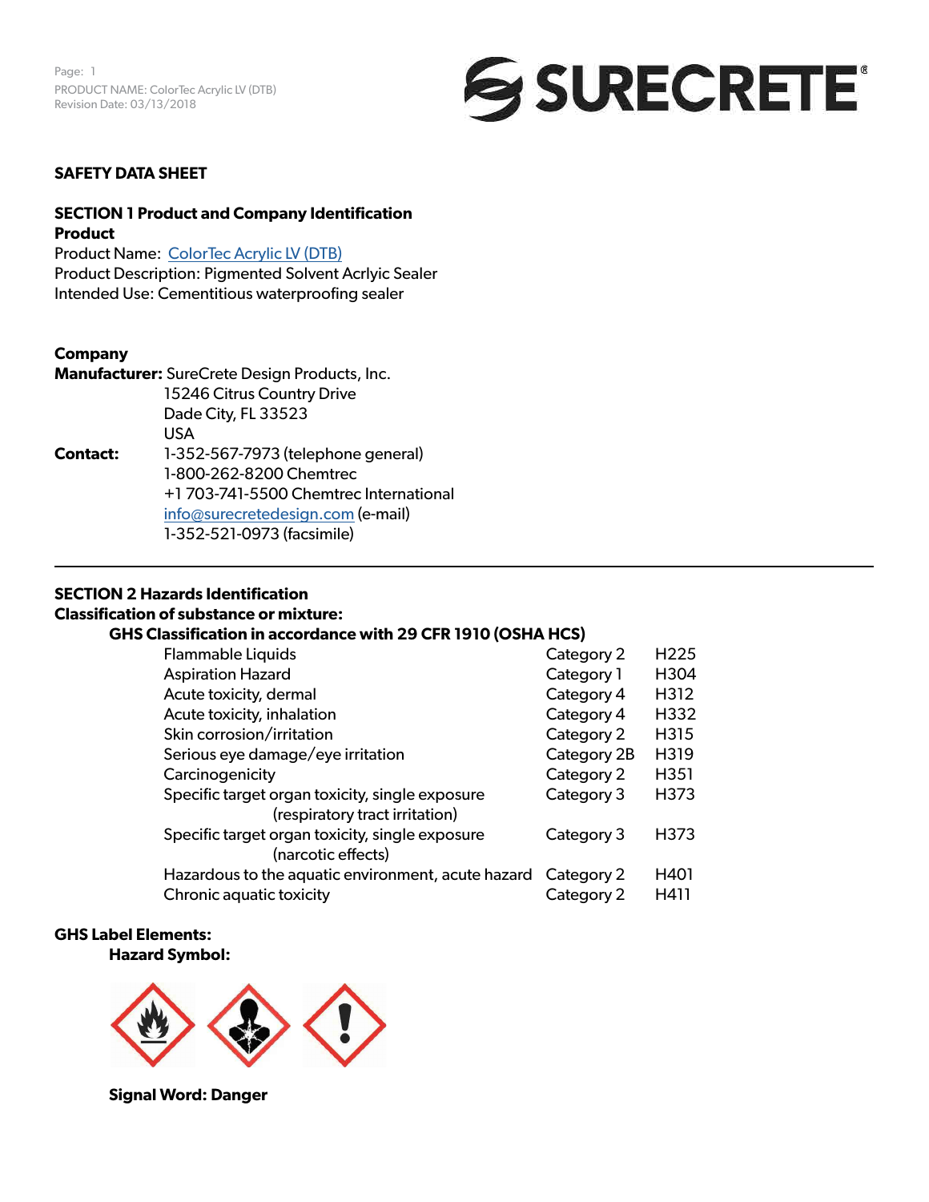# SAFETY DATA SHEET

## SECTION 1 Product and Company Identification

**Product**

Product Name: ColorTec Acrylic LV (DTB)
Product Description: Pigmented Solvent Acrlyic Sealer
Intended Use: Cementitious waterproofing sealer

**Company**

**Manufacturer:** SureCrete Design Products, Inc.
15246 Citrus Country Drive
Dade City, FL 33523
USA

**Contact:** 1-352-567-7973 (telephone general)
1-800-262-8200 Chemtrec
+1 703-741-5500 Chemtrec International
info@surecretedesign.com (e-mail)
1-352-521-0973 (facsimile)

---

## SECTION 2 Hazards Identification

**Classification of substance or mixture:**

**GHS Classification in accordance with 29 CFR 1910 (OSHA HCS)**

| | | |
|---|---|---|
| Flammable Liquids | Category 2 | H225 |
| Aspiration Hazard | Category 1 | H304 |
| Acute toxicity, dermal | Category 4 | H312 |
| Acute toxicity, inhalation | Category 4 | H332 |
| Skin corrosion/irritation | Category 2 | H315 |
| Serious eye damage/eye irritation | Category 2B | H319 |
| Carcinogenicity | Category 2 | H351 |
| Specific target organ toxicity, single exposure (respiratory tract irritation) | Category 3 | H373 |
| Specific target organ toxicity, single exposure (narcotic effects) | Category 3 | H373 |
| Hazardous to the aquatic environment, acute hazard | Category 2 | H401 |
| Chronic aquatic toxicity | Category 2 | H411 |

**GHS Label Elements:**

**Hazard Symbol:**

**Signal Word: Danger**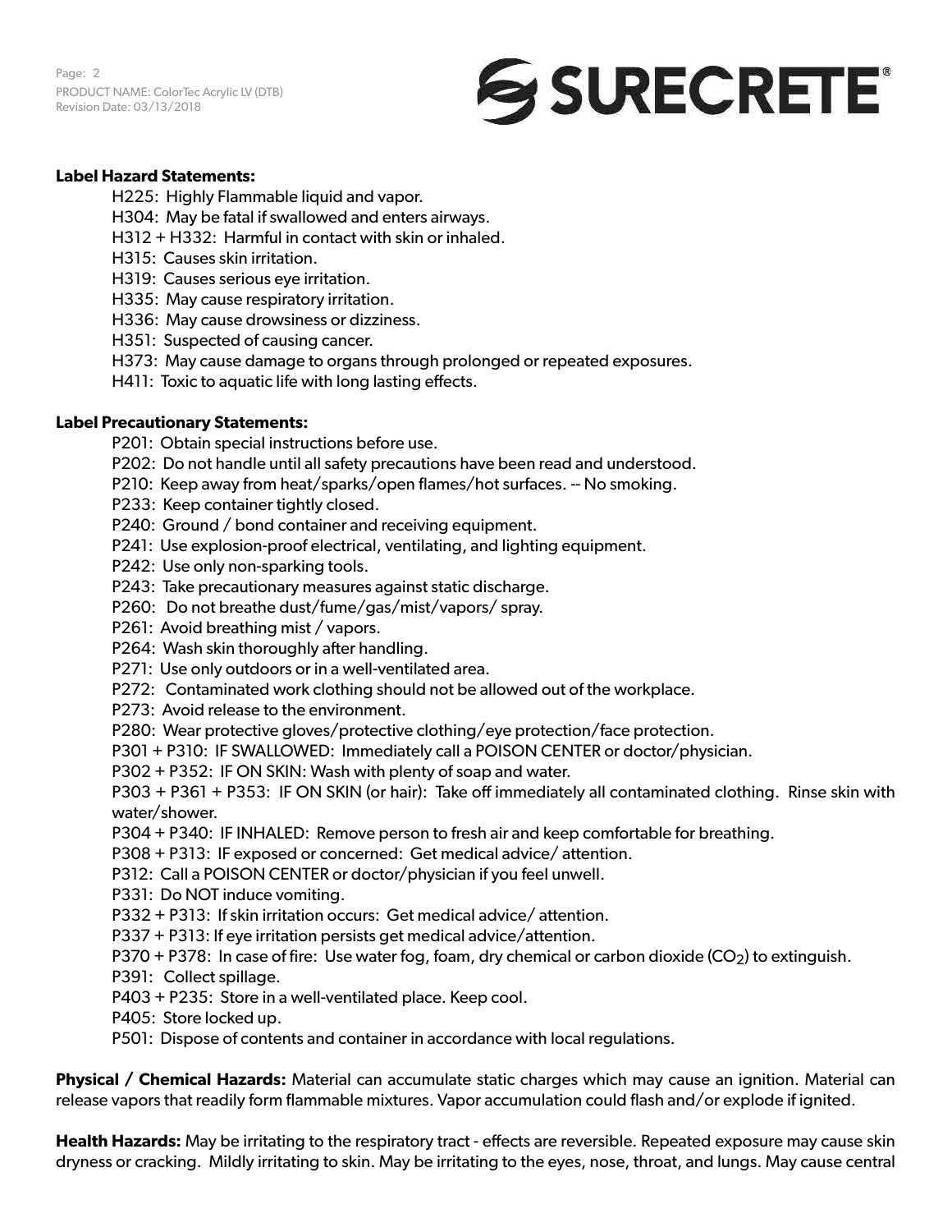**Label Hazard Statements:**

H225: Highly Flammable liquid and vapor.
H304: May be fatal if swallowed and enters airways.
H312 + H332: Harmful in contact with skin or inhaled.
H315: Causes skin irritation.
H319: Causes serious eye irritation.
H335: May cause respiratory irritation.
H336: May cause drowsiness or dizziness.
H351: Suspected of causing cancer.
H373: May cause damage to organs through prolonged or repeated exposures.
H411: Toxic to aquatic life with long lasting effects.

**Label Precautionary Statements:**

P201: Obtain special instructions before use.
P202: Do not handle until all safety precautions have been read and understood.
P210: Keep away from heat/sparks/open flames/hot surfaces. -- No smoking.
P233: Keep container tightly closed.
P240: Ground / bond container and receiving equipment.
P241: Use explosion-proof electrical, ventilating, and lighting equipment.
P242: Use only non-sparking tools.
P243: Take precautionary measures against static discharge.
P260: Do not breathe dust/fume/gas/mist/vapors/ spray.
P261: Avoid breathing mist / vapors.
P264: Wash skin thoroughly after handling.
P271: Use only outdoors or in a well-ventilated area.
P272: Contaminated work clothing should not be allowed out of the workplace.
P273: Avoid release to the environment.
P280: Wear protective gloves/protective clothing/eye protection/face protection.
P301 + P310: IF SWALLOWED: Immediately call a POISON CENTER or doctor/physician.
P302 + P352: IF ON SKIN: Wash with plenty of soap and water.
P303 + P361 + P353: IF ON SKIN (or hair): Take off immediately all contaminated clothing. Rinse skin with water/shower.
P304 + P340: IF INHALED: Remove person to fresh air and keep comfortable for breathing.
P308 + P313: IF exposed or concerned: Get medical advice/ attention.
P312: Call a POISON CENTER or doctor/physician if you feel unwell.
P331: Do NOT induce vomiting.
P332 + P313: If skin irritation occurs: Get medical advice/ attention.
P337 + P313: If eye irritation persists get medical advice/attention.
P370 + P378: In case of fire: Use water fog, foam, dry chemical or carbon dioxide ($CO_2$) to extinguish.
P391: Collect spillage.
P403 + P235: Store in a well-ventilated place. Keep cool.
P405: Store locked up.
P501: Dispose of contents and container in accordance with local regulations.

**Physical / Chemical Hazards:** Material can accumulate static charges which may cause an ignition. Material can release vapors that readily form flammable mixtures. Vapor accumulation could flash and/or explode if ignited.

**Health Hazards:** May be irritating to the respiratory tract - effects are reversible. Repeated exposure may cause skin dryness or cracking. Mildly irritating to skin. May be irritating to the eyes, nose, throat, and lungs. May cause central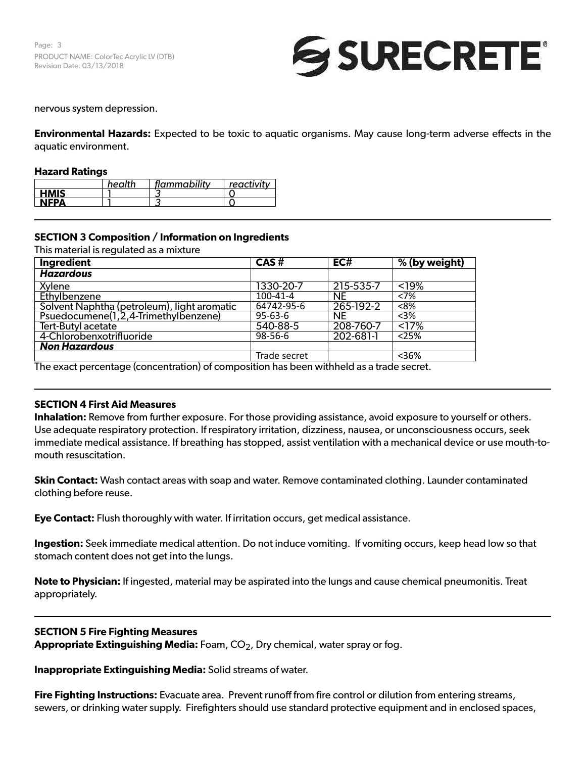nervous system depression.

**Environmental Hazards:** Expected to be toxic to aquatic organisms. May cause long-term adverse effects in the aquatic environment.

**Hazard Ratings**

| | *health* | *flammability* | *reactivity* |
|---|---|---|---|
| **HMIS** | 1 | *3* | 0 |
| **NFPA** | 1 | *3* | 0 |

## SECTION 3 Composition / Information on Ingredients

This material is regulated as a mixture

| Ingredient | CAS # | EC# | % (by weight) |
|---|---|---|---|
| ***Hazardous*** | | | |
| Xylene | 1330-20-7 | 215-535-7 | <19% |
| Ethylbenzene | 100-41-4 | NE | <7% |
| Solvent Naphtha (petroleum), light aromatic | 64742-95-6 | 265-192-2 | <8% |
| Psuedocumene(1,2,4-Trimethylbenzene) | 95-63-6 | NE | <3% |
| Tert-Butyl acetate | 540-88-5 | 208-760-7 | <17% |
| 4-Chlorobenxotrifluoride | 98-56-6 | 202-681-1 | <25% |
| ***Non Hazardous*** | | | |
| | Trade secret | | <36% |

The exact percentage (concentration) of composition has been withheld as a trade secret.

## SECTION 4 First Aid Measures

**Inhalation:** Remove from further exposure. For those providing assistance, avoid exposure to yourself or others. Use adequate respiratory protection. If respiratory irritation, dizziness, nausea, or unconsciousness occurs, seek immediate medical assistance. If breathing has stopped, assist ventilation with a mechanical device or use mouth-to-mouth resuscitation.

**Skin Contact:** Wash contact areas with soap and water. Remove contaminated clothing. Launder contaminated clothing before reuse.

**Eye Contact:** Flush thoroughly with water. If irritation occurs, get medical assistance.

**Ingestion:** Seek immediate medical attention. Do not induce vomiting. If vomiting occurs, keep head low so that stomach content does not get into the lungs.

**Note to Physician:** If ingested, material may be aspirated into the lungs and cause chemical pneumonitis. Treat appropriately.

## SECTION 5 Fire Fighting Measures

**Appropriate Extinguishing Media:** Foam, $CO_2$, Dry chemical, water spray or fog.

**Inappropriate Extinguishing Media:** Solid streams of water.

**Fire Fighting Instructions:** Evacuate area. Prevent runoff from fire control or dilution from entering streams, sewers, or drinking water supply. Firefighters should use standard protective equipment and in enclosed spaces,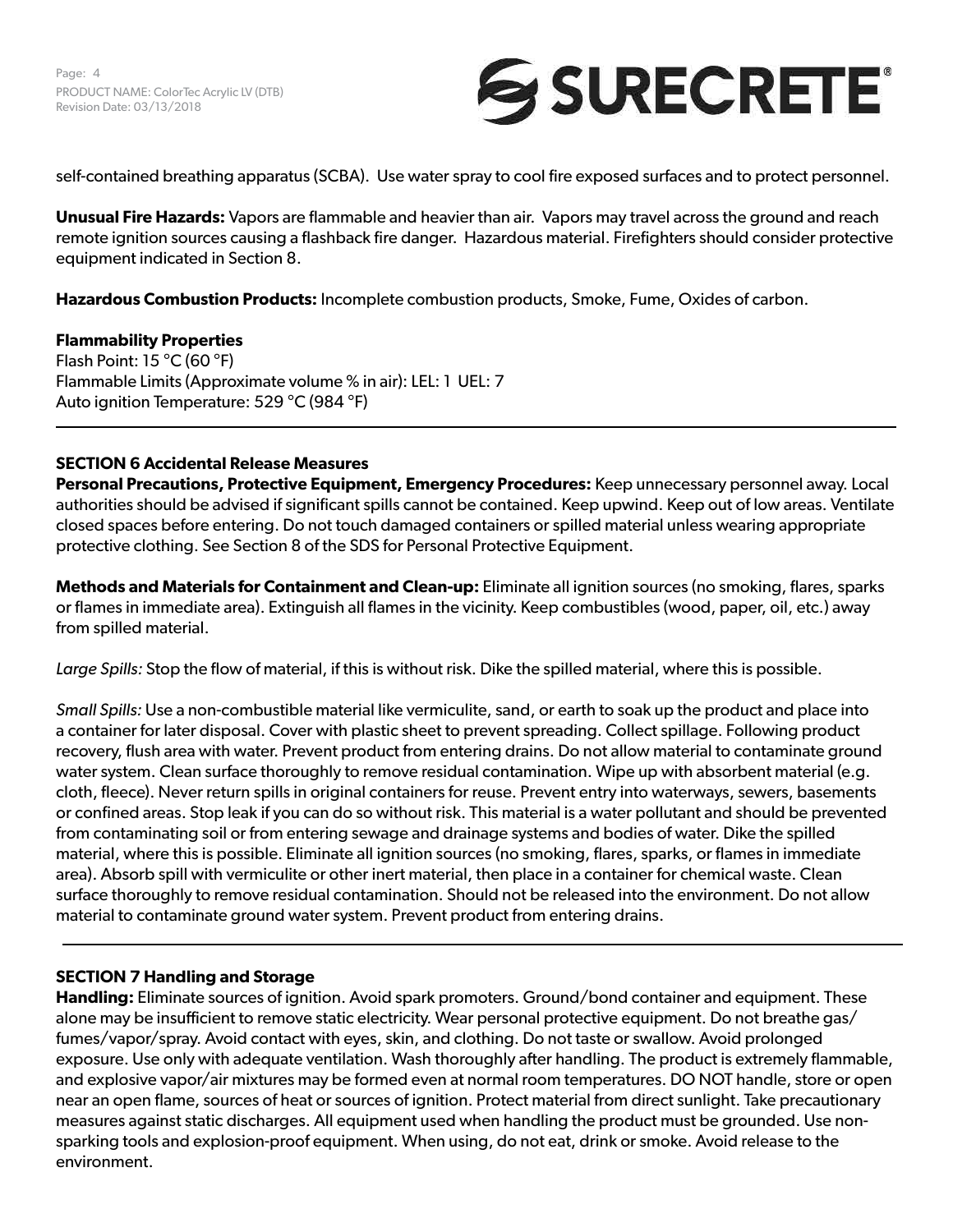self-contained breathing apparatus (SCBA). Use water spray to cool fire exposed surfaces and to protect personnel.

**Unusual Fire Hazards:** Vapors are flammable and heavier than air. Vapors may travel across the ground and reach remote ignition sources causing a flashback fire danger. Hazardous material. Firefighters should consider protective equipment indicated in Section 8.

**Hazardous Combustion Products:** Incomplete combustion products, Smoke, Fume, Oxides of carbon.

**Flammability Properties**
Flash Point: 15 °C (60 °F)
Flammable Limits (Approximate volume % in air): LEL: 1 UEL: 7
Auto ignition Temperature: 529 °C (984 °F)

---

## SECTION 6 Accidental Release Measures

**Personal Precautions, Protective Equipment, Emergency Procedures:** Keep unnecessary personnel away. Local authorities should be advised if significant spills cannot be contained. Keep upwind. Keep out of low areas. Ventilate closed spaces before entering. Do not touch damaged containers or spilled material unless wearing appropriate protective clothing. See Section 8 of the SDS for Personal Protective Equipment.

**Methods and Materials for Containment and Clean-up:** Eliminate all ignition sources (no smoking, flares, sparks or flames in immediate area). Extinguish all flames in the vicinity. Keep combustibles (wood, paper, oil, etc.) away from spilled material.

*Large Spills:* Stop the flow of material, if this is without risk. Dike the spilled material, where this is possible.

*Small Spills:* Use a non-combustible material like vermiculite, sand, or earth to soak up the product and place into a container for later disposal. Cover with plastic sheet to prevent spreading. Collect spillage. Following product recovery, flush area with water. Prevent product from entering drains. Do not allow material to contaminate ground water system. Clean surface thoroughly to remove residual contamination. Wipe up with absorbent material (e.g. cloth, fleece). Never return spills in original containers for reuse. Prevent entry into waterways, sewers, basements or confined areas. Stop leak if you can do so without risk. This material is a water pollutant and should be prevented from contaminating soil or from entering sewage and drainage systems and bodies of water. Dike the spilled material, where this is possible. Eliminate all ignition sources (no smoking, flares, sparks, or flames in immediate area). Absorb spill with vermiculite or other inert material, then place in a container for chemical waste. Clean surface thoroughly to remove residual contamination. Should not be released into the environment. Do not allow material to contaminate ground water system. Prevent product from entering drains.

---

## SECTION 7 Handling and Storage

**Handling:** Eliminate sources of ignition. Avoid spark promoters. Ground/bond container and equipment. These alone may be insufficient to remove static electricity. Wear personal protective equipment. Do not breathe gas/fumes/vapor/spray. Avoid contact with eyes, skin, and clothing. Do not taste or swallow. Avoid prolonged exposure. Use only with adequate ventilation. Wash thoroughly after handling. The product is extremely flammable, and explosive vapor/air mixtures may be formed even at normal room temperatures. DO NOT handle, store or open near an open flame, sources of heat or sources of ignition. Protect material from direct sunlight. Take precautionary measures against static discharges. All equipment used when handling the product must be grounded. Use non-sparking tools and explosion-proof equipment. When using, do not eat, drink or smoke. Avoid release to the environment.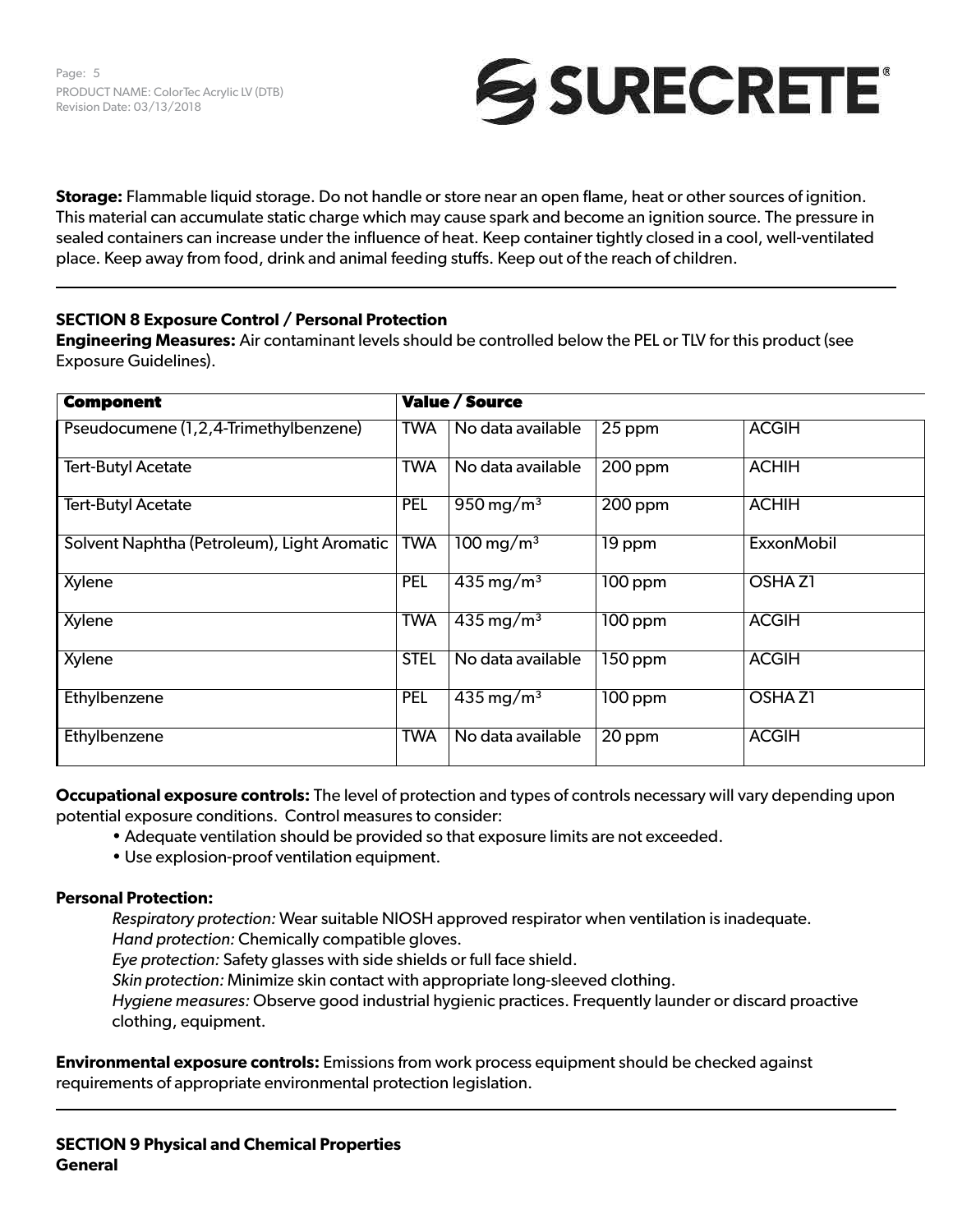**Storage:** Flammable liquid storage. Do not handle or store near an open flame, heat or other sources of ignition. This material can accumulate static charge which may cause spark and become an ignition source. The pressure in sealed containers can increase under the influence of heat. Keep container tightly closed in a cool, well-ventilated place. Keep away from food, drink and animal feeding stuffs. Keep out of the reach of children.

## SECTION 8 Exposure Control / Personal Protection

**Engineering Measures:** Air contaminant levels should be controlled below the PEL or TLV for this product (see Exposure Guidelines).

| Component | Value / Source | | | |
|---|---|---|---|---|
| Pseudocumene (1,2,4-Trimethylbenzene) | TWA | No data available | 25 ppm | ACGIH |
| Tert-Butyl Acetate | TWA | No data available | 200 ppm | ACHIH |
| Tert-Butyl Acetate | PEL | 950 $mg/m^3$ | 200 ppm | ACHIH |
| Solvent Naphtha (Petroleum), Light Aromatic | TWA | 100 $mg/m^3$ | 19 ppm | ExxonMobil |
| Xylene | PEL | 435 $mg/m^3$ | 100 ppm | OSHA Z1 |
| Xylene | TWA | 435 $mg/m^3$ | 100 ppm | ACGIH |
| Xylene | STEL | No data available | 150 ppm | ACGIH |
| Ethylbenzene | PEL | 435 $mg/m^3$ | 100 ppm | OSHA Z1 |
| Ethylbenzene | TWA | No data available | 20 ppm | ACGIH |

**Occupational exposure controls:** The level of protection and types of controls necessary will vary depending upon potential exposure conditions. Control measures to consider:

- Adequate ventilation should be provided so that exposure limits are not exceeded.
- Use explosion-proof ventilation equipment.

**Personal Protection:**

*Respiratory protection:* Wear suitable NIOSH approved respirator when ventilation is inadequate.
*Hand protection:* Chemically compatible gloves.
*Eye protection:* Safety glasses with side shields or full face shield.
*Skin protection:* Minimize skin contact with appropriate long-sleeved clothing.
*Hygiene measures:* Observe good industrial hygienic practices. Frequently launder or discard proactive clothing, equipment.

**Environmental exposure controls:** Emissions from work process equipment should be checked against requirements of appropriate environmental protection legislation.

## SECTION 9 Physical and Chemical Properties

**General**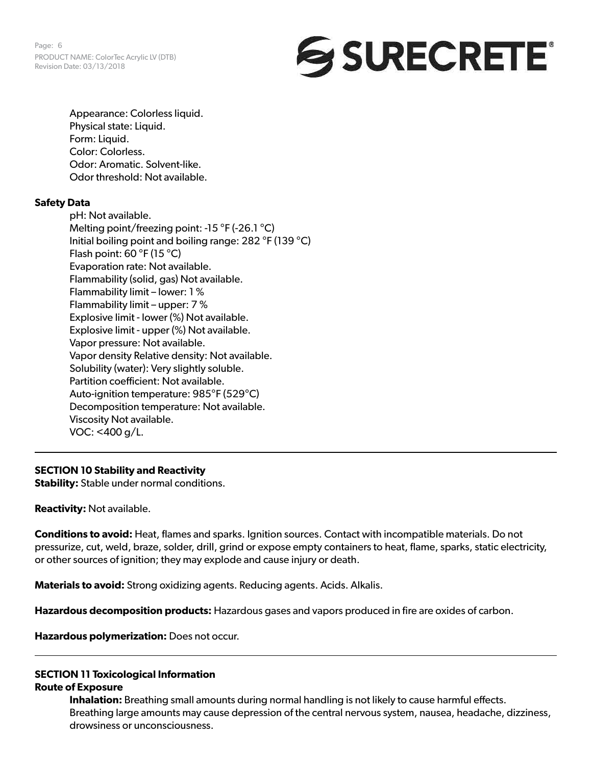Appearance: Colorless liquid.
Physical state: Liquid.
Form: Liquid.
Color: Colorless.
Odor: Aromatic. Solvent-like.
Odor threshold: Not available.

**Safety Data**

pH: Not available.
Melting point/freezing point: -15 °F (-26.1 °C)
Initial boiling point and boiling range: 282 °F (139 °C)
Flash point: 60 °F (15 °C)
Evaporation rate: Not available.
Flammability (solid, gas) Not available.
Flammability limit – lower: 1 %
Flammability limit – upper: 7 %
Explosive limit - lower (%) Not available.
Explosive limit - upper (%) Not available.
Vapor pressure: Not available.
Vapor density Relative density: Not available.
Solubility (water): Very slightly soluble.
Partition coefficient: Not available.
Auto-ignition temperature: 985°F (529°C)
Decomposition temperature: Not available.
Viscosity Not available.
VOC: <400 g/L.

---

## SECTION 10 Stability and Reactivity

**Stability:** Stable under normal conditions.

**Reactivity:** Not available.

**Conditions to avoid:** Heat, flames and sparks. Ignition sources. Contact with incompatible materials. Do not pressurize, cut, weld, braze, solder, drill, grind or expose empty containers to heat, flame, sparks, static electricity, or other sources of ignition; they may explode and cause injury or death.

**Materials to avoid:** Strong oxidizing agents. Reducing agents. Acids. Alkalis.

**Hazardous decomposition products:** Hazardous gases and vapors produced in fire are oxides of carbon.

**Hazardous polymerization:** Does not occur.

---

## SECTION 11 Toxicological Information

**Route of Exposure**

**Inhalation:** Breathing small amounts during normal handling is not likely to cause harmful effects. Breathing large amounts may cause depression of the central nervous system, nausea, headache, dizziness, drowsiness or unconsciousness.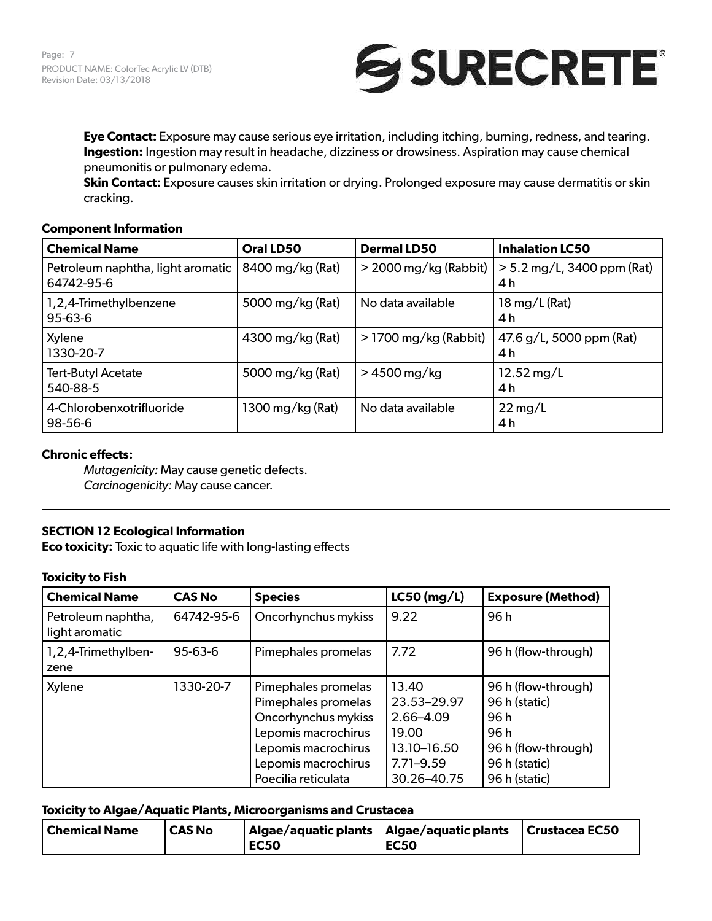**Eye Contact:** Exposure may cause serious eye irritation, including itching, burning, redness, and tearing.
**Ingestion:** Ingestion may result in headache, dizziness or drowsiness. Aspiration may cause chemical pneumonitis or pulmonary edema.
**Skin Contact:** Exposure causes skin irritation or drying. Prolonged exposure may cause dermatitis or skin cracking.

**Component Information**

| Chemical Name | Oral LD50 | Dermal LD50 | Inhalation LC50 |
|---|---|---|---|
| Petroleum naphtha, light aromatic 64742-95-6 | 8400 mg/kg (Rat) | > 2000 mg/kg (Rabbit) | > 5.2 mg/L, 3400 ppm (Rat) 4 h |
| 1,2,4-Trimethylbenzene 95-63-6 | 5000 mg/kg (Rat) | No data available | 18 mg/L (Rat) 4 h |
| Xylene 1330-20-7 | 4300 mg/kg (Rat) | > 1700 mg/kg (Rabbit) | 47.6 g/L, 5000 ppm (Rat) 4 h |
| Tert-Butyl Acetate 540-88-5 | 5000 mg/kg (Rat) | > 4500 mg/kg | 12.52 mg/L 4 h |
| 4-Chlorobenxotrifluoride 98-56-6 | 1300 mg/kg (Rat) | No data available | 22 mg/L 4 h |

**Chronic effects:**

*Mutagenicity:* May cause genetic defects.
*Carcinogenicity:* May cause cancer.

---

## SECTION 12 Ecological Information

**Eco toxicity:** Toxic to aquatic life with long-lasting effects

**Toxicity to Fish**

| Chemical Name | CAS No | Species | LC50 (mg/L) | Exposure (Method) |
|---|---|---|---|---|
| Petroleum naphtha, light aromatic | 64742-95-6 | Oncorhynchus mykiss | 9.22 | 96 h |
| 1,2,4-Trimethylbenzene | 95-63-6 | Pimephales promelas | 7.72 | 96 h (flow-through) |
| Xylene | 1330-20-7 | Pimephales promelas<br>Pimephales promelas<br>Oncorhynchus mykiss<br>Lepomis macrochirus<br>Lepomis macrochirus<br>Lepomis macrochirus<br>Poecilia reticulata | 13.40<br>23.53–29.97<br>2.66–4.09<br>19.00<br>13.10–16.50<br>7.71–9.59<br>30.26–40.75 | 96 h (flow-through)<br>96 h (static)<br>96 h<br>96 h<br>96 h (flow-through)<br>96 h (static)<br>96 h (static) |

**Toxicity to Algae/Aquatic Plants, Microorganisms and Crustacea**

| Chemical Name | CAS No | Algae/aquatic plants EC50 | Algae/aquatic plants EC50 | Crustacea EC50 |
|---|---|---|---|---|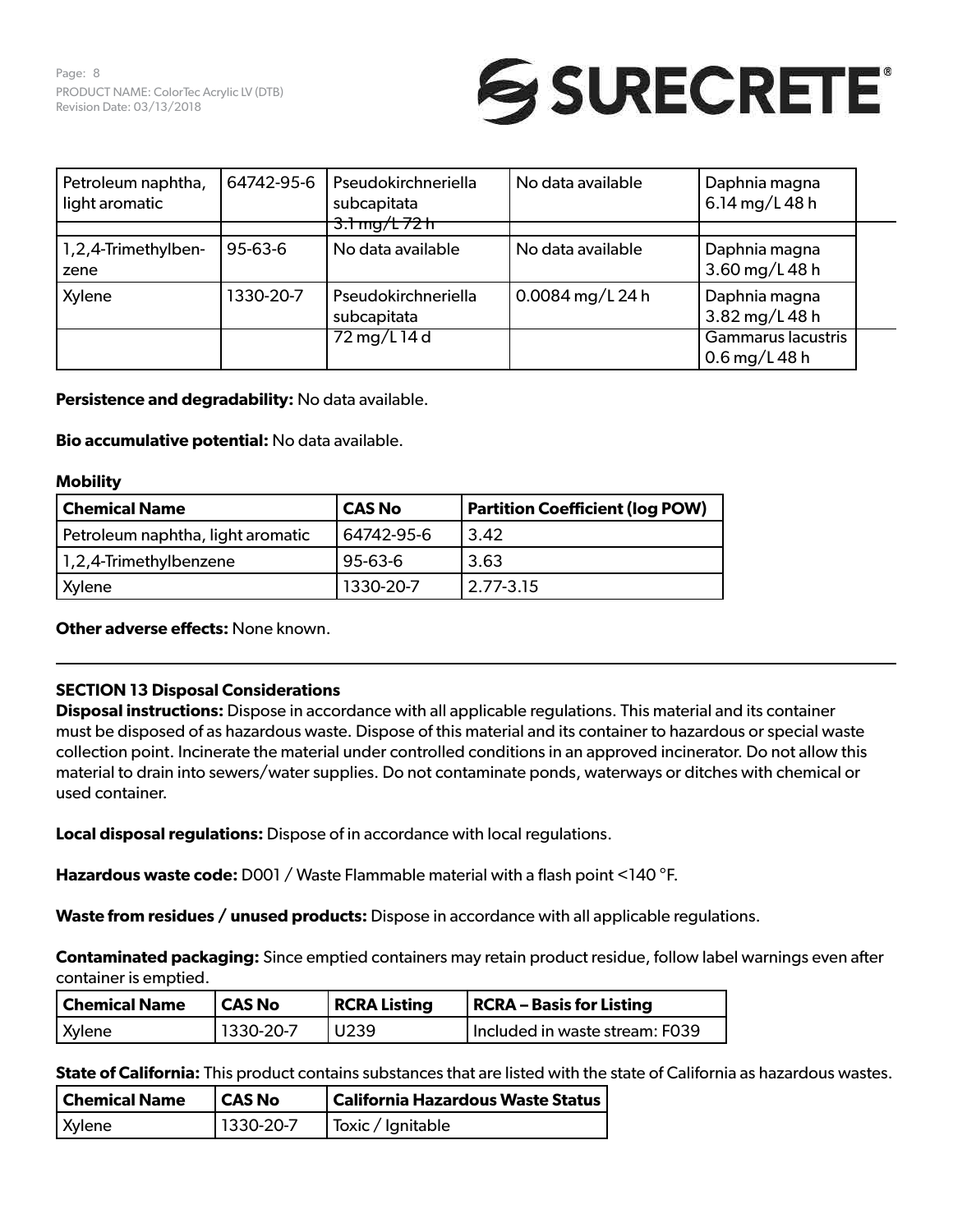| Petroleum naphtha, light aromatic | 64742-95-6 | Pseudokirchneriella subcapitata 3.1 mg/L 72 h | No data available | Daphnia magna 6.14 mg/L 48 h |
|---|---|---|---|---|
| 1,2,4-Trimethylbenzene | 95-63-6 | No data available | No data available | Daphnia magna 3.60 mg/L 48 h |
| Xylene | 1330-20-7 | Pseudokirchneriella subcapitata | 0.0084 mg/L 24 h | Daphnia magna 3.82 mg/L 48 h |
| | | 72 mg/L 14 d | | Gammarus lacustris 0.6 mg/L 48 h |

**Persistence and degradability:** No data available.

**Bio accumulative potential:** No data available.

**Mobility**

| Chemical Name | CAS No | Partition Coefficient (log POW) |
|---|---|---|
| Petroleum naphtha, light aromatic | 64742-95-6 | 3.42 |
| 1,2,4-Trimethylbenzene | 95-63-6 | 3.63 |
| Xylene | 1330-20-7 | 2.77-3.15 |

**Other adverse effects:** None known.

## SECTION 13 Disposal Considerations

**Disposal instructions:** Dispose in accordance with all applicable regulations. This material and its container must be disposed of as hazardous waste. Dispose of this material and its container to hazardous or special waste collection point. Incinerate the material under controlled conditions in an approved incinerator. Do not allow this material to drain into sewers/water supplies. Do not contaminate ponds, waterways or ditches with chemical or used container.

**Local disposal regulations:** Dispose of in accordance with local regulations.

**Hazardous waste code:** D001 / Waste Flammable material with a flash point <140 °F.

**Waste from residues / unused products:** Dispose in accordance with all applicable regulations.

**Contaminated packaging:** Since emptied containers may retain product residue, follow label warnings even after container is emptied.

| Chemical Name | CAS No | RCRA Listing | RCRA – Basis for Listing |
|---|---|---|---|
| Xylene | 1330-20-7 | U239 | Included in waste stream: F039 |

**State of California:** This product contains substances that are listed with the state of California as hazardous wastes.

| Chemical Name | CAS No | California Hazardous Waste Status |
|---|---|---|
| Xylene | 1330-20-7 | Toxic / Ignitable |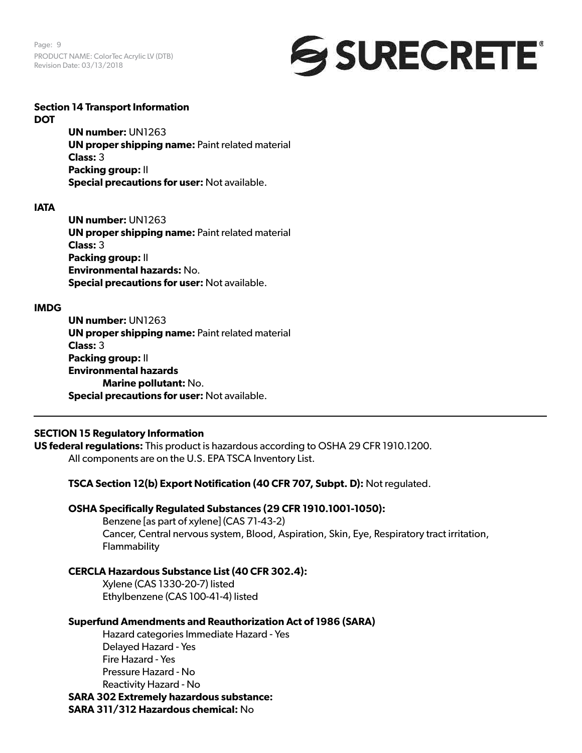## Section 14 Transport Information

**DOT**

**UN number:** UN1263
**UN proper shipping name:** Paint related material
**Class:** 3
**Packing group:** II
**Special precautions for user:** Not available.

**IATA**

**UN number:** UN1263
**UN proper shipping name:** Paint related material
**Class:** 3
**Packing group:** II
**Environmental hazards:** No.
**Special precautions for user:** Not available.

**IMDG**

**UN number:** UN1263
**UN proper shipping name:** Paint related material
**Class:** 3
**Packing group:** II
**Environmental hazards**
**Marine pollutant:** No.
**Special precautions for user:** Not available.

---

## SECTION 15 Regulatory Information

**US federal regulations:** This product is hazardous according to OSHA 29 CFR 1910.1200.
All components are on the U.S. EPA TSCA Inventory List.

**TSCA Section 12(b) Export Notification (40 CFR 707, Subpt. D):** Not regulated.

**OSHA Specifically Regulated Substances (29 CFR 1910.1001-1050):**
Benzene [as part of xylene] (CAS 71-43-2)
Cancer, Central nervous system, Blood, Aspiration, Skin, Eye, Respiratory tract irritation, Flammability

**CERCLA Hazardous Substance List (40 CFR 302.4):**
Xylene (CAS 1330-20-7) listed
Ethylbenzene (CAS 100-41-4) listed

**Superfund Amendments and Reauthorization Act of 1986 (SARA)**
Hazard categories Immediate Hazard - Yes
Delayed Hazard - Yes
Fire Hazard - Yes
Pressure Hazard - No
Reactivity Hazard - No

**SARA 302 Extremely hazardous substance:**
**SARA 311/312 Hazardous chemical:** No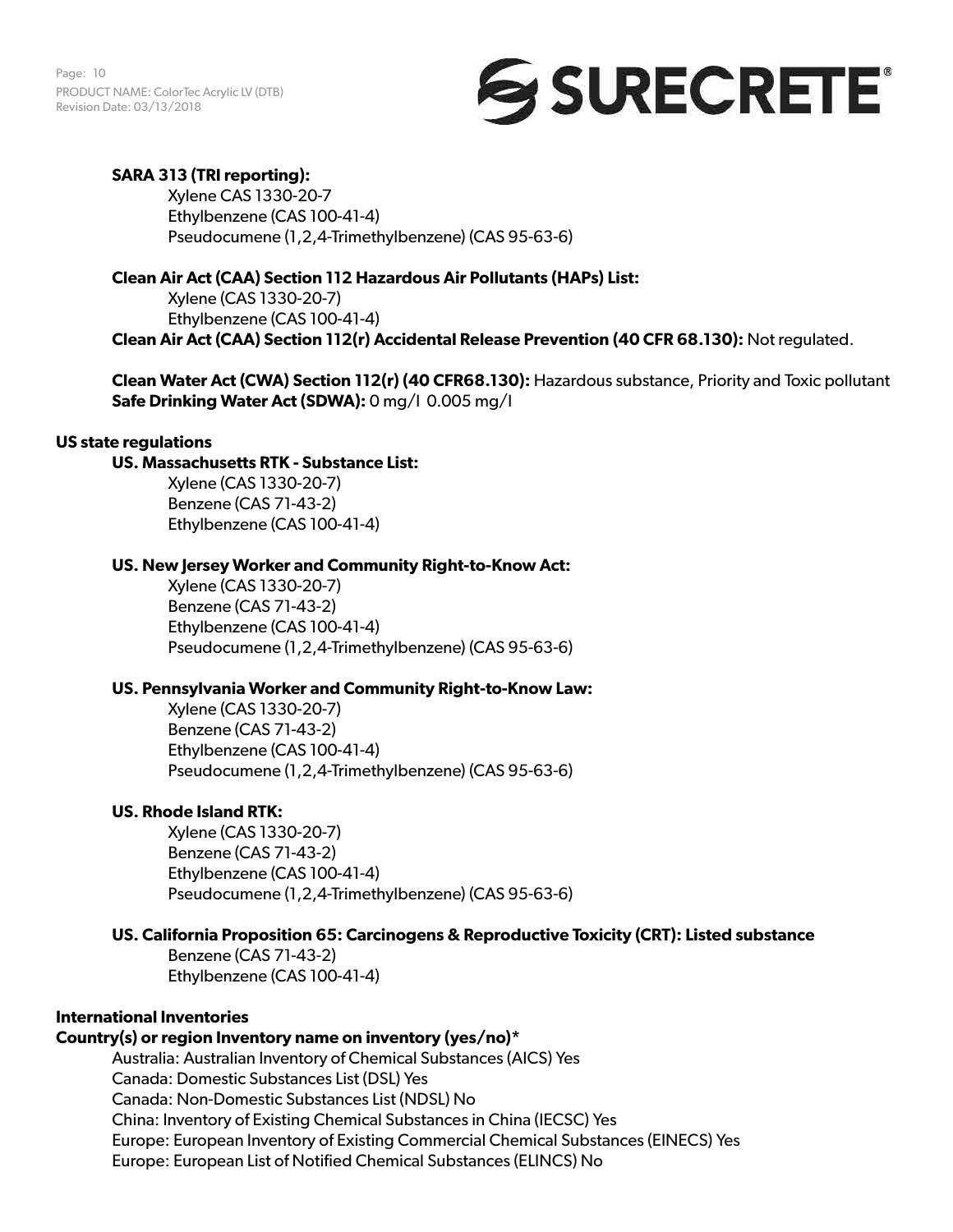**SARA 313 (TRI reporting):**

Xylene CAS 1330-20-7
Ethylbenzene (CAS 100-41-4)
Pseudocumene (1,2,4-Trimethylbenzene) (CAS 95-63-6)

**Clean Air Act (CAA) Section 112 Hazardous Air Pollutants (HAPs) List:**

Xylene (CAS 1330-20-7)
Ethylbenzene (CAS 100-41-4)

**Clean Air Act (CAA) Section 112(r) Accidental Release Prevention (40 CFR 68.130):** Not regulated.

**Clean Water Act (CWA) Section 112(r) (40 CFR68.130):** Hazardous substance, Priority and Toxic pollutant
**Safe Drinking Water Act (SDWA):** 0 mg/l 0.005 mg/l

**US state regulations**

**US. Massachusetts RTK - Substance List:**

Xylene (CAS 1330-20-7)
Benzene (CAS 71-43-2)
Ethylbenzene (CAS 100-41-4)

**US. New Jersey Worker and Community Right-to-Know Act:**

Xylene (CAS 1330-20-7)
Benzene (CAS 71-43-2)
Ethylbenzene (CAS 100-41-4)
Pseudocumene (1,2,4-Trimethylbenzene) (CAS 95-63-6)

**US. Pennsylvania Worker and Community Right-to-Know Law:**

Xylene (CAS 1330-20-7)
Benzene (CAS 71-43-2)
Ethylbenzene (CAS 100-41-4)
Pseudocumene (1,2,4-Trimethylbenzene) (CAS 95-63-6)

**US. Rhode Island RTK:**

Xylene (CAS 1330-20-7)
Benzene (CAS 71-43-2)
Ethylbenzene (CAS 100-41-4)
Pseudocumene (1,2,4-Trimethylbenzene) (CAS 95-63-6)

**US. California Proposition 65: Carcinogens & Reproductive Toxicity (CRT): Listed substance**

Benzene (CAS 71-43-2)
Ethylbenzene (CAS 100-41-4)

**International Inventories**

**Country(s) or region Inventory name on inventory (yes/no)***

Australia: Australian Inventory of Chemical Substances (AICS) Yes
Canada: Domestic Substances List (DSL) Yes
Canada: Non-Domestic Substances List (NDSL) No
China: Inventory of Existing Chemical Substances in China (IECSC) Yes
Europe: European Inventory of Existing Commercial Chemical Substances (EINECS) Yes
Europe: European List of Notified Chemical Substances (ELINCS) No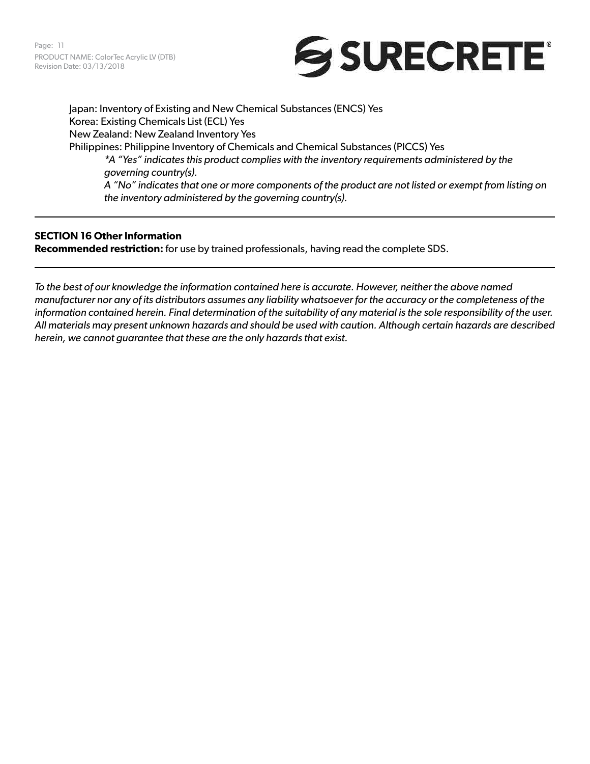Japan: Inventory of Existing and New Chemical Substances (ENCS) Yes
Korea: Existing Chemicals List (ECL) Yes
New Zealand: New Zealand Inventory Yes
Philippines: Philippine Inventory of Chemicals and Chemical Substances (PICCS) Yes

*\*A "Yes" indicates this product complies with the inventory requirements administered by the governing country(s).*

*A "No" indicates that one or more components of the product are not listed or exempt from listing on the inventory administered by the governing country(s).*

---

## SECTION 16 Other Information

**Recommended restriction:** for use by trained professionals, having read the complete SDS.

---

*To the best of our knowledge the information contained here is accurate. However, neither the above named manufacturer nor any of its distributors assumes any liability whatsoever for the accuracy or the completeness of the information contained herein. Final determination of the suitability of any material is the sole responsibility of the user. All materials may present unknown hazards and should be used with caution. Although certain hazards are described herein, we cannot guarantee that these are the only hazards that exist.*